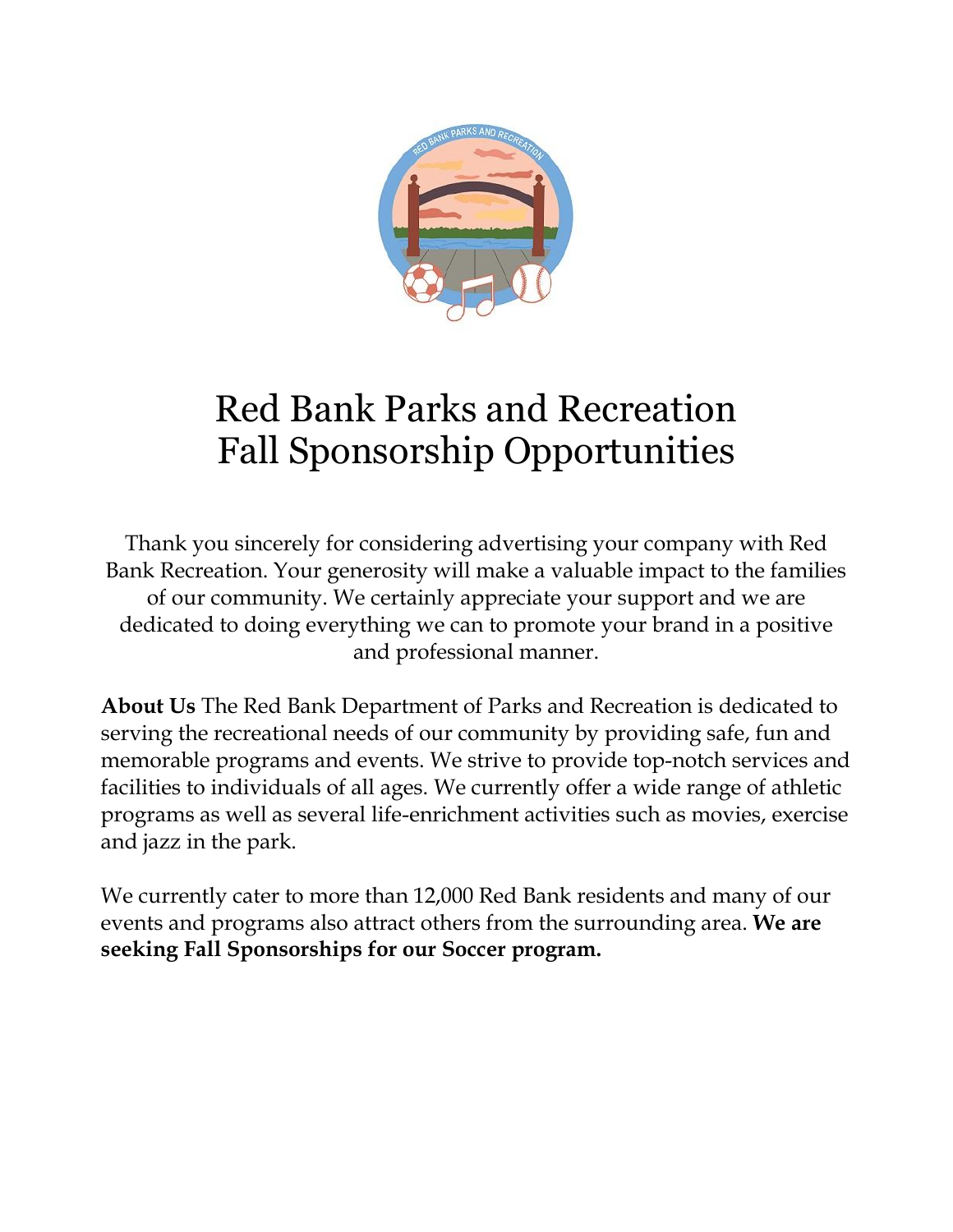# Red Bank Parks and Recreation
# Fall Sponsorship Opportunities

Thank you sincerely for considering advertising your company with Red Bank Recreation. Your generosity will make a valuable impact to the families of our community. We certainly appreciate your support and we are dedicated to doing everything we can to promote your brand in a positive and professional manner.

**About Us** The Red Bank Department of Parks and Recreation is dedicated to serving the recreational needs of our community by providing safe, fun and memorable programs and events. We strive to provide top-notch services and facilities to individuals of all ages. We currently offer a wide range of athletic programs as well as several life-enrichment activities such as movies, exercise and jazz in the park.

We currently cater to more than 12,000 Red Bank residents and many of our events and programs also attract others from the surrounding area. **We are seeking Fall Sponsorships for our Soccer program.**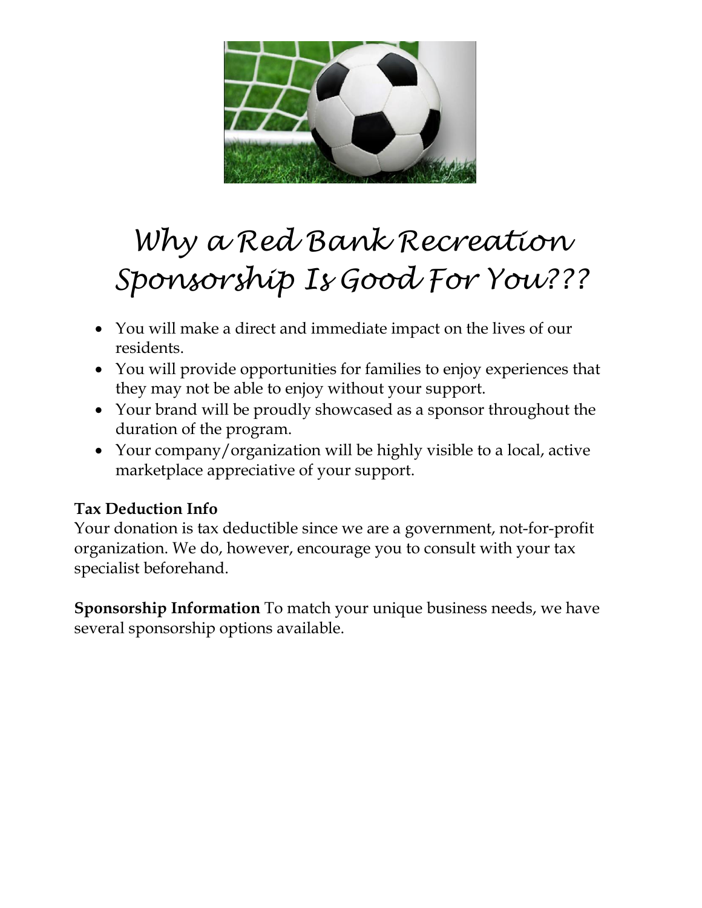# Why a Red Bank Recreation Sponsorship Is Good For You???

- You will make a direct and immediate impact on the lives of our residents.
- You will provide opportunities for families to enjoy experiences that they may not be able to enjoy without your support.
- Your brand will be proudly showcased as a sponsor throughout the duration of the program.
- Your company/organization will be highly visible to a local, active marketplace appreciative of your support.

**Tax Deduction Info**
Your donation is tax deductible since we are a government, not-for-profit organization. We do, however, encourage you to consult with your tax specialist beforehand.

**Sponsorship Information** To match your unique business needs, we have several sponsorship options available.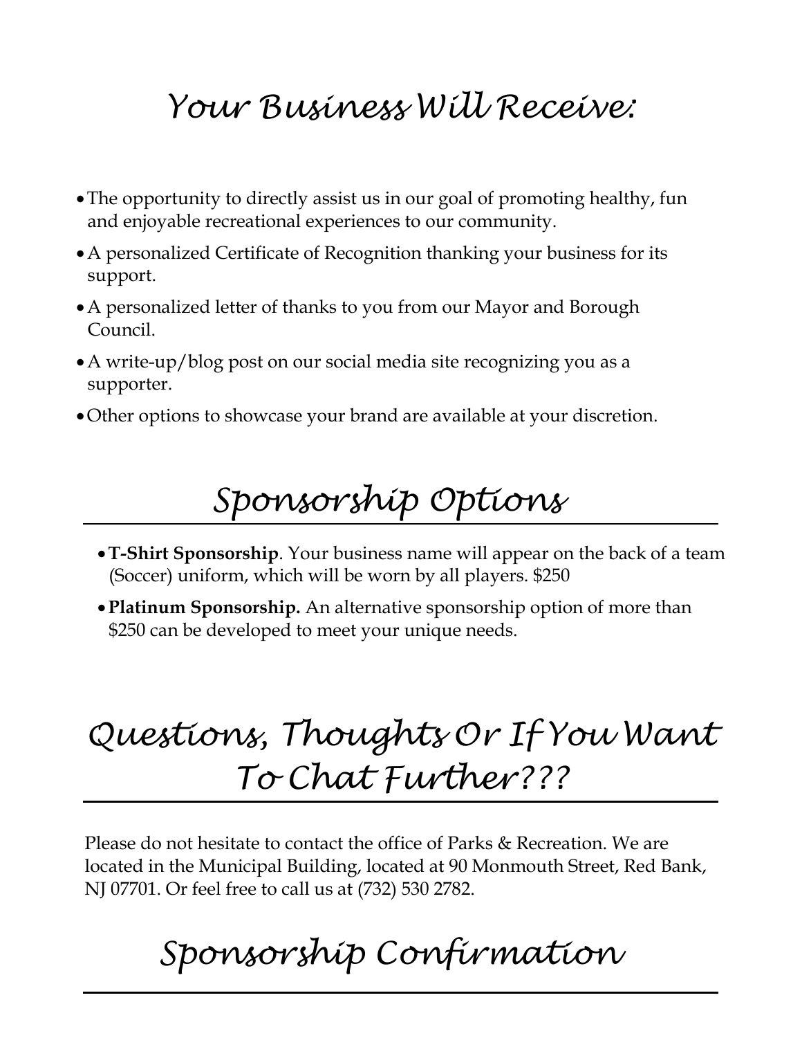# Your Business Will Receive:

- The opportunity to directly assist us in our goal of promoting healthy, fun and enjoyable recreational experiences to our community.
- A personalized Certificate of Recognition thanking your business for its support.
- A personalized letter of thanks to you from our Mayor and Borough Council.
- A write-up/blog post on our social media site recognizing you as a supporter.
- Other options to showcase your brand are available at your discretion.

# Sponsorship Options

- **T-Shirt Sponsorship**. Your business name will appear on the back of a team (Soccer) uniform, which will be worn by all players. $250
- **Platinum Sponsorship.** An alternative sponsorship option of more than $250 can be developed to meet your unique needs.

# Questions, Thoughts Or If You Want To Chat Further???

Please do not hesitate to contact the office of Parks & Recreation. We are located in the Municipal Building, located at 90 Monmouth Street, Red Bank, NJ 07701. Or feel free to call us at (732) 530 2782.

# Sponsorship Confirmation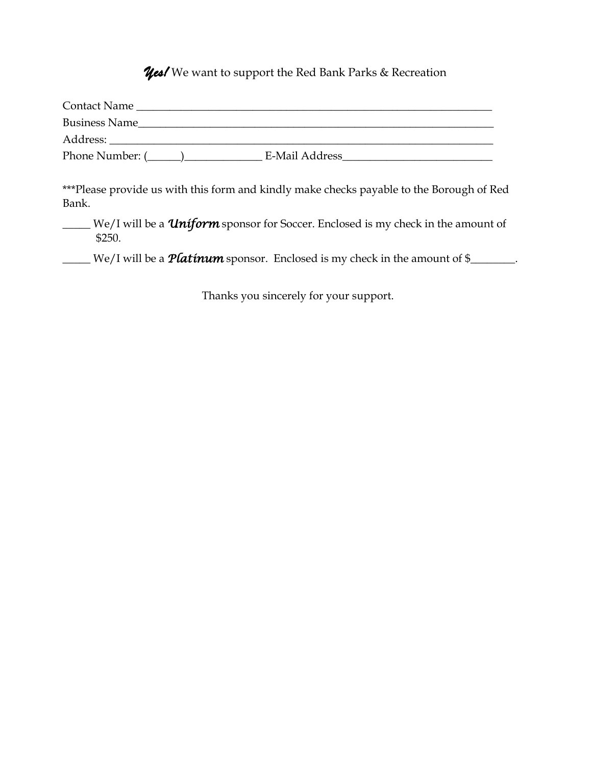***Yes!*** We want to support the Red Bank Parks & Recreation

Contact Name ___________________________________________________________________

Business Name___________________________________________________________________

Address: _______________________________________________________________________

Phone Number: (______)______________ E-Mail Address___________________________

***Please provide us with this form and kindly make checks payable to the Borough of Red Bank.

_____ We/I will be a ***Uniform*** sponsor for Soccer. Enclosed is my check in the amount of $250.

_____ We/I will be a ***Platinum*** sponsor. Enclosed is my check in the amount of $________.

Thanks you sincerely for your support.